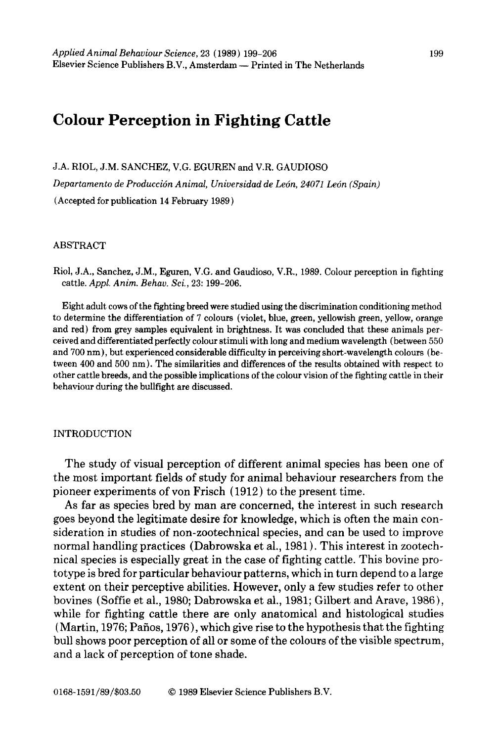# Colour Perception in Fighting Cattle

J.A. RIOL, J.M. SANCHEZ, V.G. EGUREN and V.R. GAUDIOSO

*Departamento de Producción Animal, Universidad de León, 24071 León (Spain)*

(Accepted for publication 14 February 1989)

## ABSTRACT

Riol, J.A., Sanchez, J.M., Eguren, V.G. and Gaudioso, V.R., 1989. Colour perception in fighting cattle. *Appl. Anim. Behav. Sci.*, 23: 199–206.

Eight adult cows of the fighting breed were studied using the discrimination conditioning method to determine the differentiation of 7 colours (violet, blue, green, yellowish green, yellow, orange and red) from grey samples equivalent in brightness. It was concluded that these animals perceived and differentiated perfectly colour stimuli with long and medium wavelength (between 550 and 700 nm), but experienced considerable difficulty in perceiving short-wavelength colours (between 400 and 500 nm). The similarities and differences of the results obtained with respect to other cattle breeds, and the possible implications of the colour vision of the fighting cattle in their behaviour during the bullfight are discussed.

## INTRODUCTION

The study of visual perception of different animal species has been one of the most important fields of study for animal behaviour researchers from the pioneer experiments of von Frisch (1912) to the present time.

As far as species bred by man are concerned, the interest in such research goes beyond the legitimate desire for knowledge, which is often the main consideration in studies of non-zootechnical species, and can be used to improve normal handling practices (Dabrowska et al., 1981). This interest in zootechnical species is especially great in the case of fighting cattle. This bovine prototype is bred for particular behaviour patterns, which in turn depend to a large extent on their perceptive abilities. However, only a few studies refer to other bovines (Soffie et al., 1980; Dabrowska et al., 1981; Gilbert and Arave, 1986), while for fighting cattle there are only anatomical and histological studies (Martin, 1976; Paños, 1976), which give rise to the hypothesis that the fighting bull shows poor perception of all or some of the colours of the visible spectrum, and a lack of perception of tone shade.

0168-1591/89/$03.50 © 1989 Elsevier Science Publishers B.V.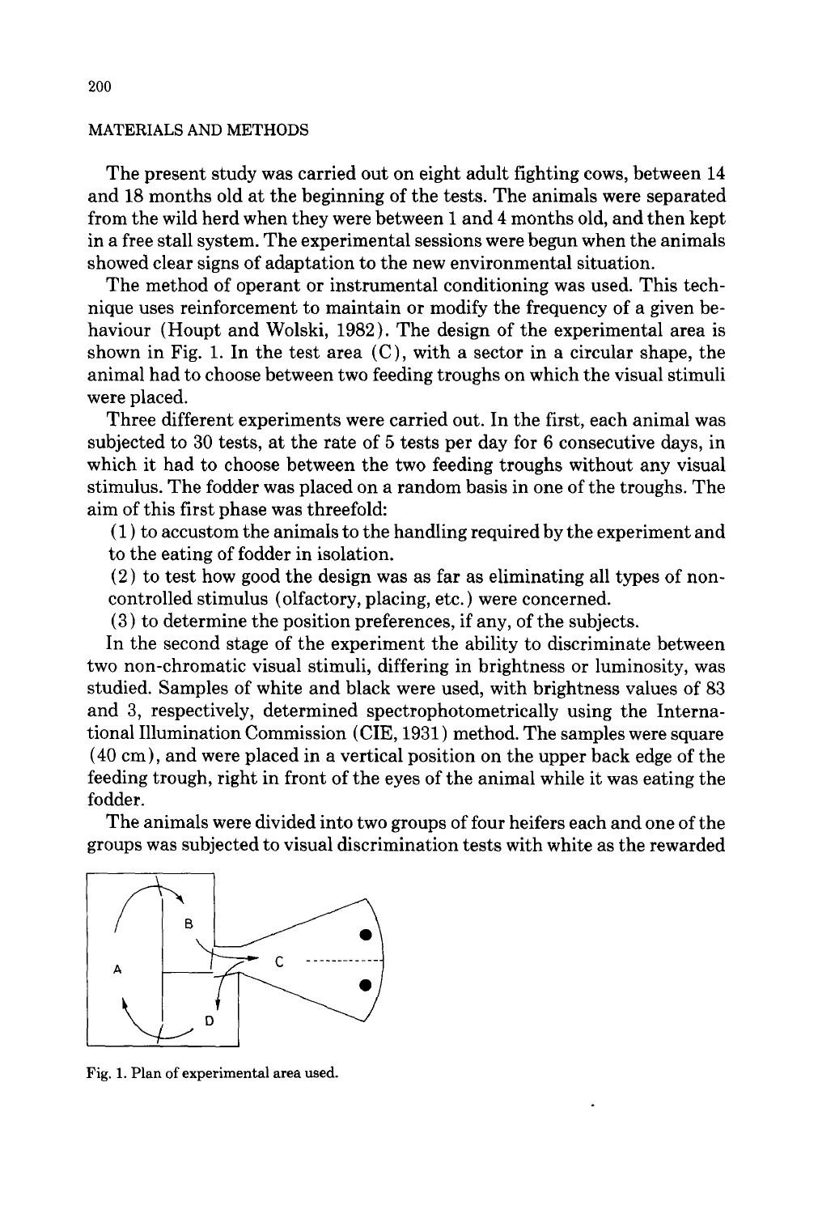## MATERIALS AND METHODS

The present study was carried out on eight adult fighting cows, between 14 and 18 months old at the beginning of the tests. The animals were separated from the wild herd when they were between 1 and 4 months old, and then kept in a free stall system. The experimental sessions were begun when the animals showed clear signs of adaptation to the new environmental situation.

The method of operant or instrumental conditioning was used. This technique uses reinforcement to maintain or modify the frequency of a given behaviour (Houpt and Wolski, 1982). The design of the experimental area is shown in Fig. 1. In the test area (C), with a sector in a circular shape, the animal had to choose between two feeding troughs on which the visual stimuli were placed.

Three different experiments were carried out. In the first, each animal was subjected to 30 tests, at the rate of 5 tests per day for 6 consecutive days, in which it had to choose between the two feeding troughs without any visual stimulus. The fodder was placed on a random basis in one of the troughs. The aim of this first phase was threefold:

(1) to accustom the animals to the handling required by the experiment and to the eating of fodder in isolation.

(2) to test how good the design was as far as eliminating all types of non-controlled stimulus (olfactory, placing, etc.) were concerned.

(3) to determine the position preferences, if any, of the subjects.

In the second stage of the experiment the ability to discriminate between two non-chromatic visual stimuli, differing in brightness or luminosity, was studied. Samples of white and black were used, with brightness values of 83 and 3, respectively, determined spectrophotometrically using the International Illumination Commission (CIE, 1931) method. The samples were square (40 cm), and were placed in a vertical position on the upper back edge of the feeding trough, right in front of the eyes of the animal while it was eating the fodder.

The animals were divided into two groups of four heifers each and one of the groups was subjected to visual discrimination tests with white as the rewarded

Fig. 1. Plan of experimental area used.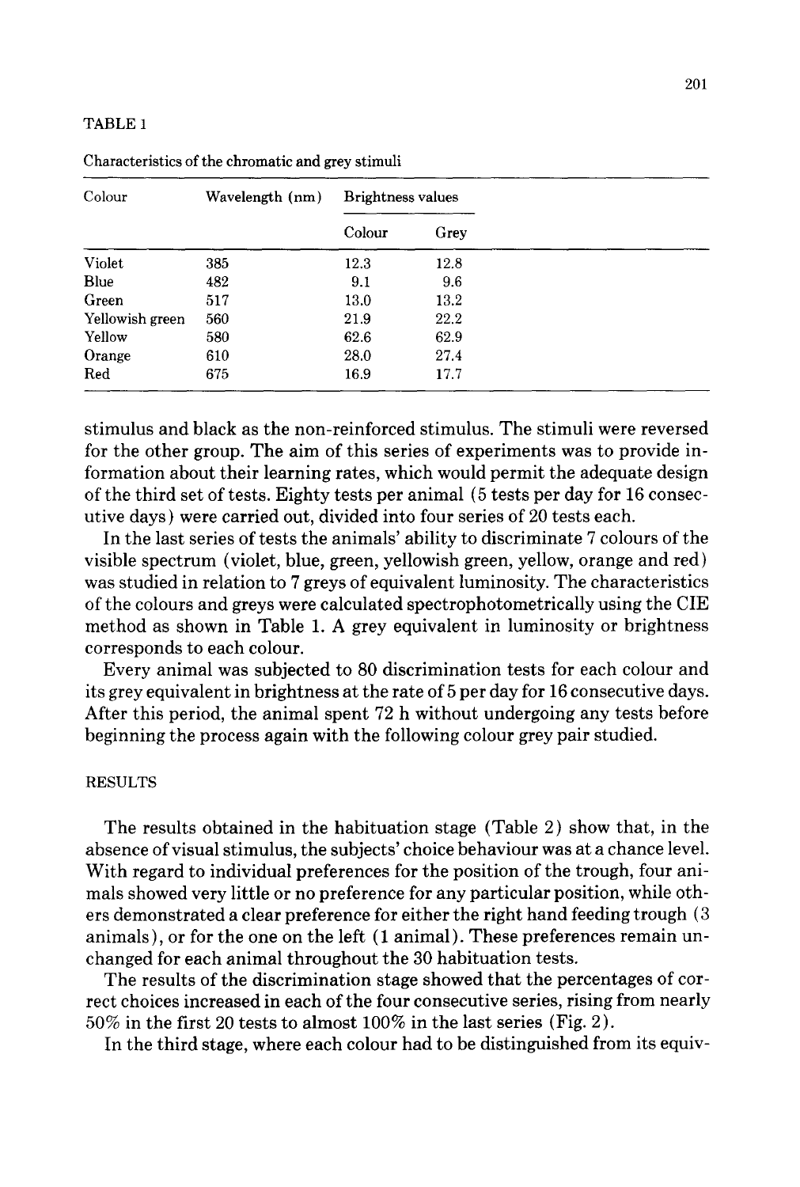TABLE 1

Characteristics of the chromatic and grey stimuli

| Colour | Wavelength (nm) | Brightness values | |
|---|---|---|---|
| | | Colour | Grey |
| Violet | 385 | 12.3 | 12.8 |
| Blue | 482 | 9.1 | 9.6 |
| Green | 517 | 13.0 | 13.2 |
| Yellowish green | 560 | 21.9 | 22.2 |
| Yellow | 580 | 62.6 | 62.9 |
| Orange | 610 | 28.0 | 27.4 |
| Red | 675 | 16.9 | 17.7 |

stimulus and black as the non-reinforced stimulus. The stimuli were reversed for the other group. The aim of this series of experiments was to provide information about their learning rates, which would permit the adequate design of the third set of tests. Eighty tests per animal (5 tests per day for 16 consecutive days) were carried out, divided into four series of 20 tests each.

In the last series of tests the animals' ability to discriminate 7 colours of the visible spectrum (violet, blue, green, yellowish green, yellow, orange and red) was studied in relation to 7 greys of equivalent luminosity. The characteristics of the colours and greys were calculated spectrophotometrically using the CIE method as shown in Table 1. A grey equivalent in luminosity or brightness corresponds to each colour.

Every animal was subjected to 80 discrimination tests for each colour and its grey equivalent in brightness at the rate of 5 per day for 16 consecutive days. After this period, the animal spent 72 h without undergoing any tests before beginning the process again with the following colour grey pair studied.

## RESULTS

The results obtained in the habituation stage (Table 2) show that, in the absence of visual stimulus, the subjects' choice behaviour was at a chance level. With regard to individual preferences for the position of the trough, four animals showed very little or no preference for any particular position, while others demonstrated a clear preference for either the right hand feeding trough (3 animals), or for the one on the left (1 animal). These preferences remain unchanged for each animal throughout the 30 habituation tests.

The results of the discrimination stage showed that the percentages of correct choices increased in each of the four consecutive series, rising from nearly 50% in the first 20 tests to almost 100% in the last series (Fig. 2).

In the third stage, where each colour had to be distinguished from its equiv-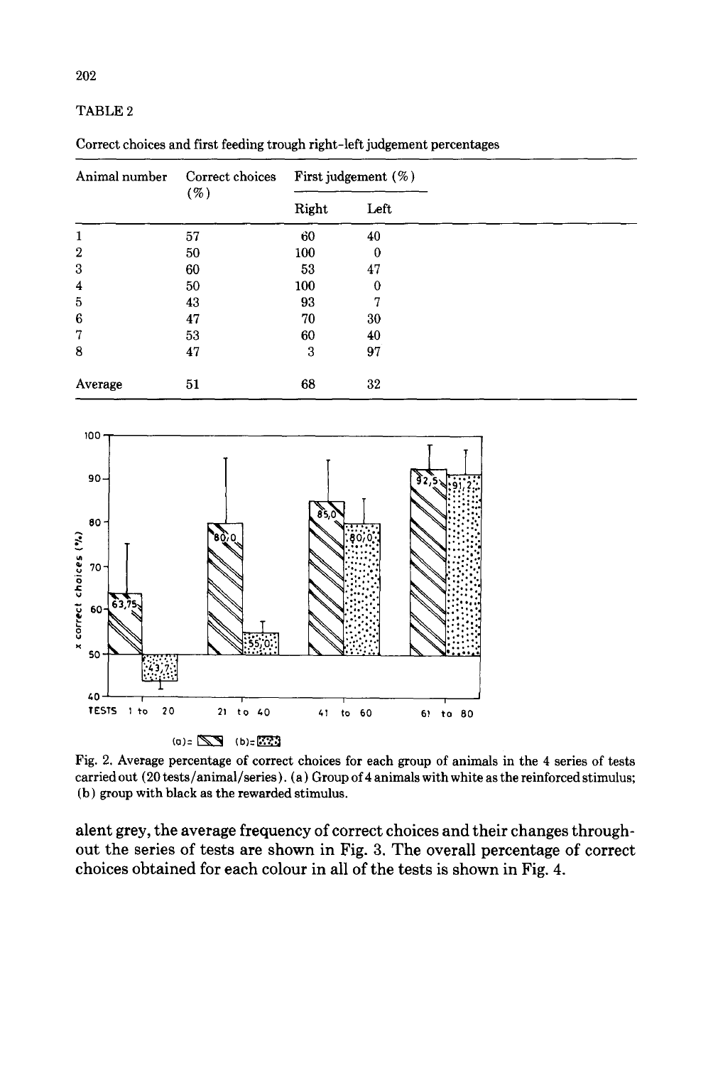TABLE 2

Correct choices and first feeding trough right-left judgement percentages

| Animal number | Correct choices (%) | First judgement (%) | |
|---|---|---|---|
| | | Right | Left |
| 1 | 57 | 60 | 40 |
| 2 | 50 | 100 | 0 |
| 3 | 60 | 53 | 47 |
| 4 | 50 | 100 | 0 |
| 5 | 43 | 93 | 7 |
| 6 | 47 | 70 | 30 |
| 7 | 53 | 60 | 40 |
| 8 | 47 | 3 | 97 |
| Average | 51 | 68 | 32 |

Fig. 2. Average percentage of correct choices for each group of animals in the 4 series of tests carried out (20 tests/animal/series). (a) Group of 4 animals with white as the reinforced stimulus; (b) group with black as the rewarded stimulus.

alent grey, the average frequency of correct choices and their changes throughout the series of tests are shown in Fig. 3. The overall percentage of correct choices obtained for each colour in all of the tests is shown in Fig. 4.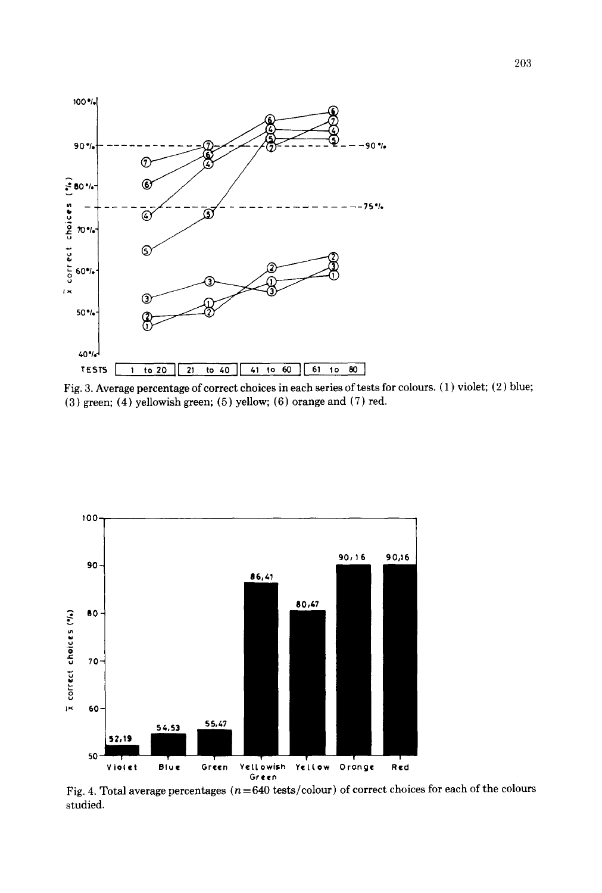Fig. 3. Average percentage of correct choices in each series of tests for colours. (1) violet; (2) blue; (3) green; (4) yellowish green; (5) yellow; (6) orange and (7) red.

Fig. 4. Total average percentages ($n = 640$ tests/colour) of correct choices for each of the colours studied.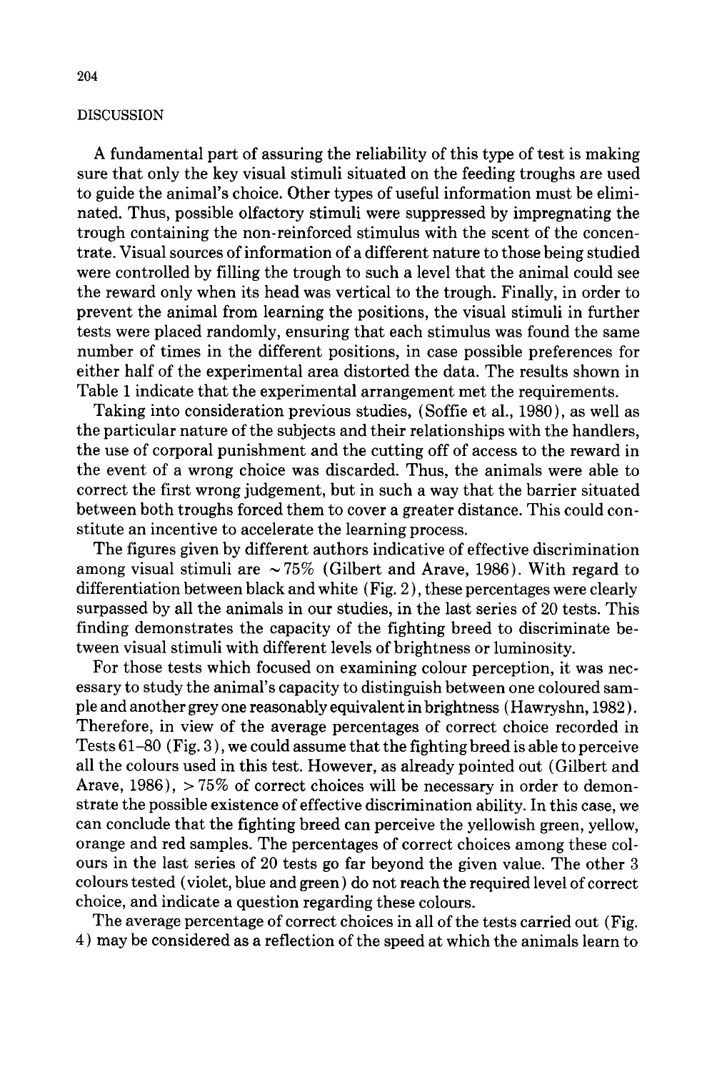## DISCUSSION

A fundamental part of assuring the reliability of this type of test is making sure that only the key visual stimuli situated on the feeding troughs are used to guide the animal's choice. Other types of useful information must be eliminated. Thus, possible olfactory stimuli were suppressed by impregnating the trough containing the non-reinforced stimulus with the scent of the concentrate. Visual sources of information of a different nature to those being studied were controlled by filling the trough to such a level that the animal could see the reward only when its head was vertical to the trough. Finally, in order to prevent the animal from learning the positions, the visual stimuli in further tests were placed randomly, ensuring that each stimulus was found the same number of times in the different positions, in case possible preferences for either half of the experimental area distorted the data. The results shown in Table 1 indicate that the experimental arrangement met the requirements.

Taking into consideration previous studies, (Soffie et al., 1980), as well as the particular nature of the subjects and their relationships with the handlers, the use of corporal punishment and the cutting off of access to the reward in the event of a wrong choice was discarded. Thus, the animals were able to correct the first wrong judgement, but in such a way that the barrier situated between both troughs forced them to cover a greater distance. This could constitute an incentive to accelerate the learning process.

The figures given by different authors indicative of effective discrimination among visual stimuli are $\sim 75\%$ (Gilbert and Arave, 1986). With regard to differentiation between black and white (Fig. 2), these percentages were clearly surpassed by all the animals in our studies, in the last series of 20 tests. This finding demonstrates the capacity of the fighting breed to discriminate between visual stimuli with different levels of brightness or luminosity.

For those tests which focused on examining colour perception, it was necessary to study the animal's capacity to distinguish between one coloured sample and another grey one reasonably equivalent in brightness (Hawryshn, 1982). Therefore, in view of the average percentages of correct choice recorded in Tests 61–80 (Fig. 3), we could assume that the fighting breed is able to perceive all the colours used in this test. However, as already pointed out (Gilbert and Arave, 1986), $> 75\%$ of correct choices will be necessary in order to demonstrate the possible existence of effective discrimination ability. In this case, we can conclude that the fighting breed can perceive the yellowish green, yellow, orange and red samples. The percentages of correct choices among these colours in the last series of 20 tests go far beyond the given value. The other 3 colours tested (violet, blue and green) do not reach the required level of correct choice, and indicate a question regarding these colours.

The average percentage of correct choices in all of the tests carried out (Fig. 4) may be considered as a reflection of the speed at which the animals learn to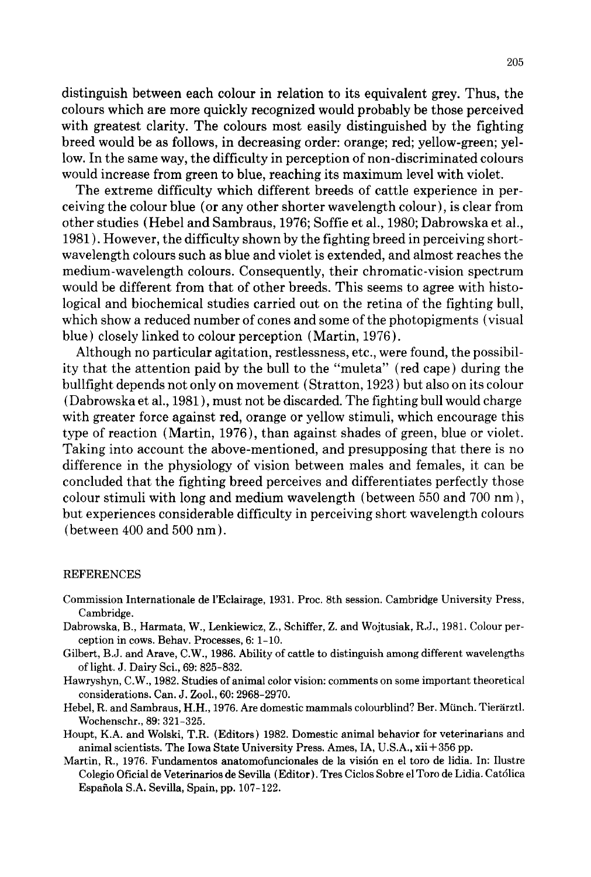distinguish between each colour in relation to its equivalent grey. Thus, the colours which are more quickly recognized would probably be those perceived with greatest clarity. The colours most easily distinguished by the fighting breed would be as follows, in decreasing order: orange; red; yellow-green; yellow. In the same way, the difficulty in perception of non-discriminated colours would increase from green to blue, reaching its maximum level with violet.

The extreme difficulty which different breeds of cattle experience in perceiving the colour blue (or any other shorter wavelength colour), is clear from other studies (Hebel and Sambraus, 1976; Soffie et al., 1980; Dabrowska et al., 1981). However, the difficulty shown by the fighting breed in perceiving short-wavelength colours such as blue and violet is extended, and almost reaches the medium-wavelength colours. Consequently, their chromatic-vision spectrum would be different from that of other breeds. This seems to agree with histological and biochemical studies carried out on the retina of the fighting bull, which show a reduced number of cones and some of the photopigments (visual blue) closely linked to colour perception (Martin, 1976).

Although no particular agitation, restlessness, etc., were found, the possibility that the attention paid by the bull to the "muleta" (red cape) during the bullfight depends not only on movement (Stratton, 1923) but also on its colour (Dabrowska et al., 1981), must not be discarded. The fighting bull would charge with greater force against red, orange or yellow stimuli, which encourage this type of reaction (Martin, 1976), than against shades of green, blue or violet. Taking into account the above-mentioned, and presupposing that there is no difference in the physiology of vision between males and females, it can be concluded that the fighting breed perceives and differentiates perfectly those colour stimuli with long and medium wavelength (between 550 and 700 nm), but experiences considerable difficulty in perceiving short wavelength colours (between 400 and 500 nm).

## REFERENCES

Commission Internationale de l'Eclairage, 1931. Proc. 8th session. Cambridge University Press, Cambridge.

Dabrowska, B., Harmata, W., Lenkiewicz, Z., Schiffer, Z. and Wojtusiak, R.J., 1981. Colour perception in cows. Behav. Processes, 6: 1-10.

Gilbert, B.J. and Arave, C.W., 1986. Ability of cattle to distinguish among different wavelengths of light. J. Dairy Sci., 69: 825-832.

Hawryshyn, C.W., 1982. Studies of animal color vision: comments on some important theoretical considerations. Can. J. Zool., 60: 2968-2970.

Hebel, R. and Sambraus, H.H., 1976. Are domestic mammals colourblind? Ber. Münch. Tierärztl. Wochenschr., 89: 321-325.

Houpt, K.A. and Wolski, T.R. (Editors) 1982. Domestic animal behavior for veterinarians and animal scientists. The Iowa State University Press. Ames, IA, U.S.A., xii + 356 pp.

Martin, R., 1976. Fundamentos anatomofuncionales de la visión en el toro de lidia. In: Ilustre Colegio Oficial de Veterinarios de Sevilla (Editor). Tres Ciclos Sobre el Toro de Lidia. Católica Española S.A. Sevilla, Spain, pp. 107-122.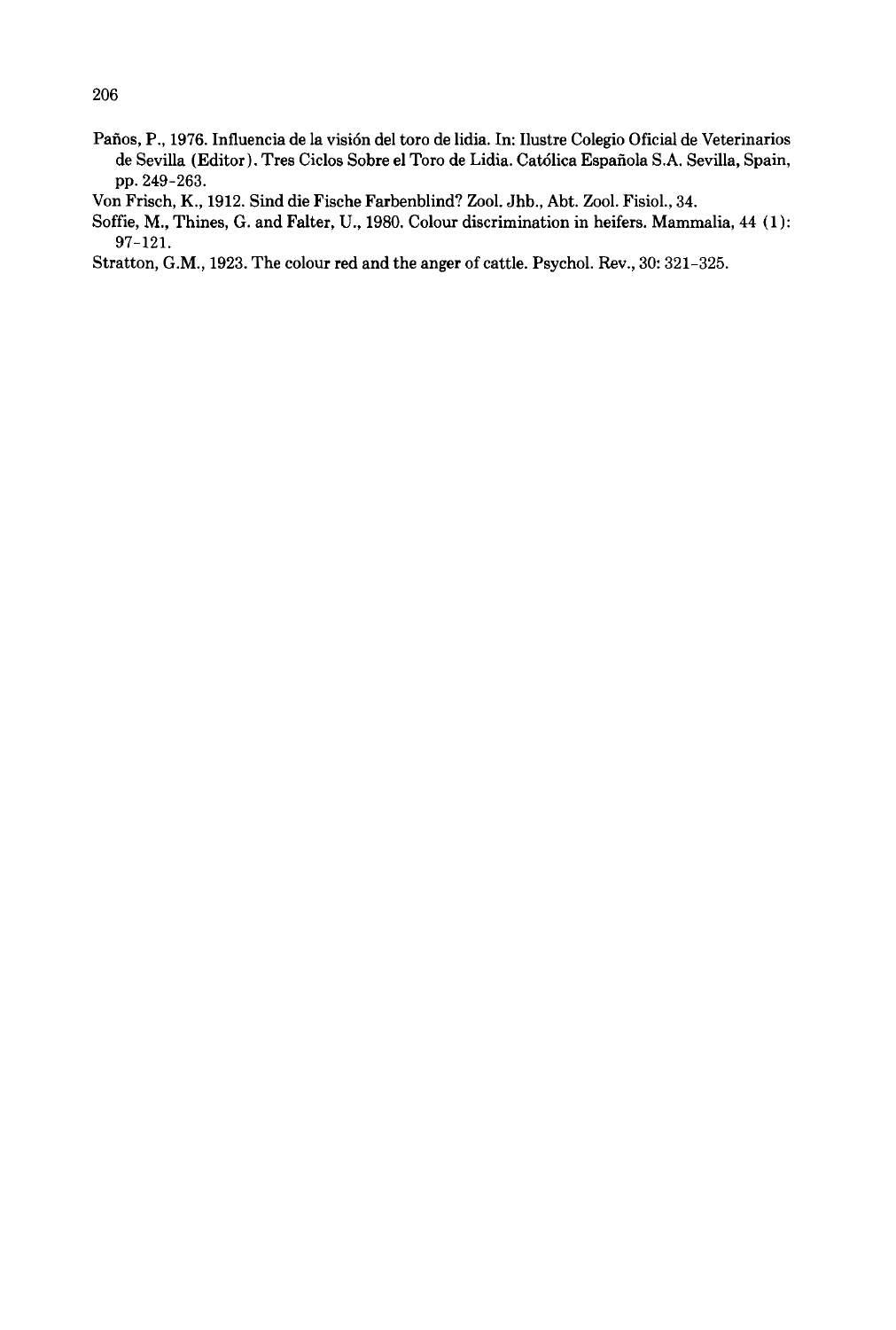Paños, P., 1976. Influencia de la visión del toro de lidia. In: Ilustre Colegio Oficial de Veterinarios de Sevilla (Editor). Tres Ciclos Sobre el Toro de Lidia. Católica Española S.A. Sevilla, Spain, pp. 249-263.

Von Frisch, K., 1912. Sind die Fische Farbenblind? Zool. Jhb., Abt. Zool. Fisiol., 34.

Soffie, M., Thines, G. and Falter, U., 1980. Colour discrimination in heifers. Mammalia, 44 (1): 97-121.

Stratton, G.M., 1923. The colour red and the anger of cattle. Psychol. Rev., 30: 321-325.